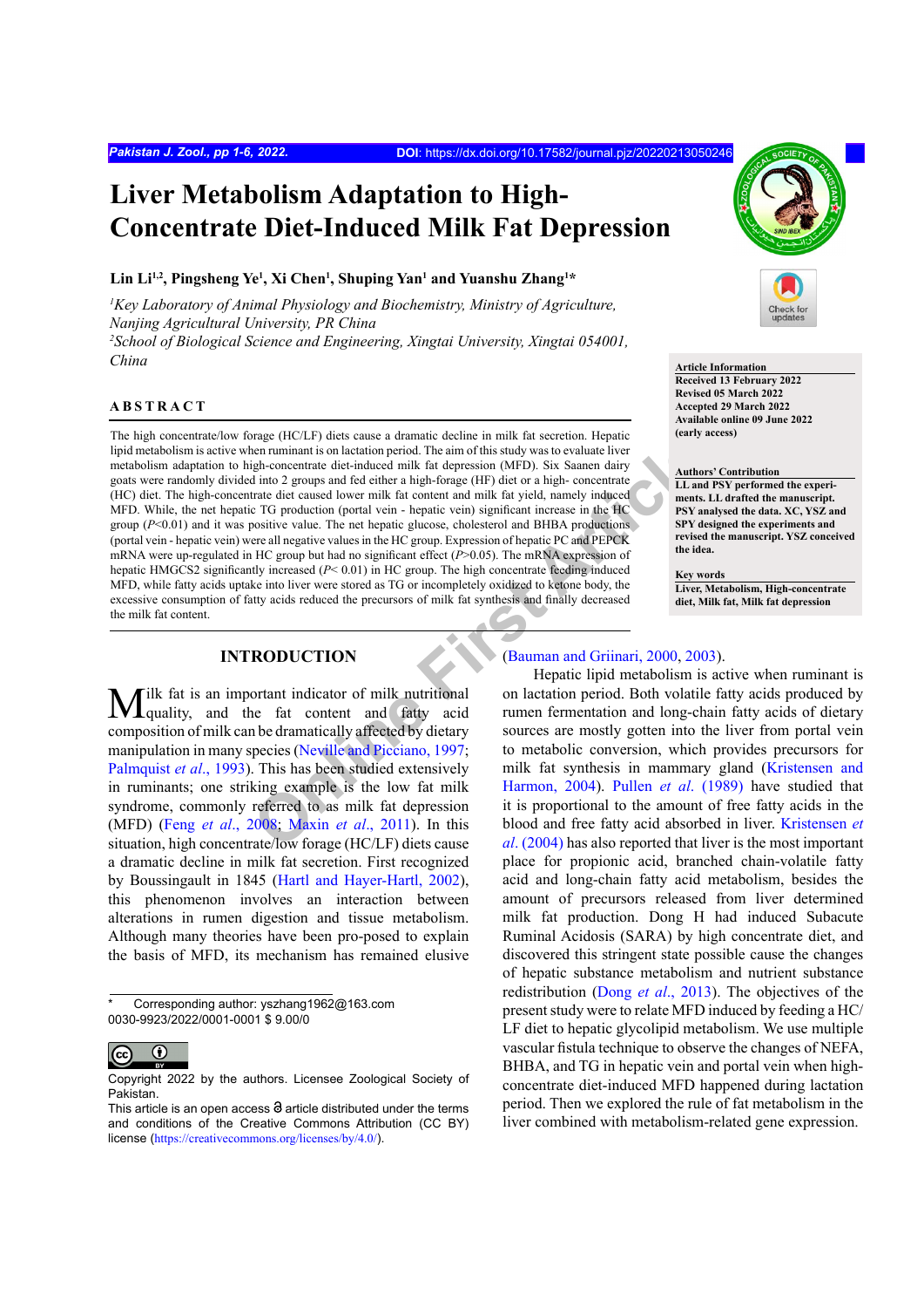# Liver Metabolism Adaptation to High-Concentrate Diet-Induced Milk Fat Depression

**Lin Li[1,2], Pingsheng Ye[1], Xi Chen[1], Shuping Yan[1] and Yuanshu Zhang[1]***

*[1]Key Laboratory of Animal Physiology and Biochemistry, Ministry of Agriculture, Nanjing Agricultural University, PR China*
*[2]School of Biological Science and Engineering, Xingtai University, Xingtai 054001, China*

**Article Information**
Received 13 February 2022
Revised 05 March 2022
Accepted 29 March 2022
Available online 09 June 2022
(early access)

**Authors' Contribution**
LL and PSY performed the experiments. LL drafted the manuscript. PSY analysed the data. XC, YSZ and SPY designed the experiments and revised the manuscript. YSZ conceived the idea.

**Key words**
Liver, Metabolism, High-concentrate diet, Milk fat, Milk fat depression

## ABSTRACT

The high concentrate/low forage (HC/LF) diets cause a dramatic decline in milk fat secretion. Hepatic lipid metabolism is active when ruminant is on lactation period. The aim of this study was to evaluate liver metabolism adaptation to high-concentrate diet-induced milk fat depression (MFD). Six Saanen dairy goats were randomly divided into 2 groups and fed either a high-forage (HF) diet or a high- concentrate (HC) diet. The high-concentrate diet caused lower milk fat content and milk fat yield, namely induced MFD. While, the net hepatic TG production (portal vein - hepatic vein) significant increase in the HC group ($P$<0.01) and it was positive value. The net hepatic glucose, cholesterol and BHBA productions (portal vein - hepatic vein) were all negative values in the HC group. Expression of hepatic PC and PEPCK mRNA were up-regulated in HC group but had no significant effect ($P$>0.05). The mRNA expression of hepatic HMGCS2 significantly increased ($P$< 0.01) in HC group. The high concentrate feeding induced MFD, while fatty acids uptake into liver were stored as TG or incompletely oxidized to ketone body, the excessive consumption of fatty acids reduced the precursors of milk fat synthesis and finally decreased the milk fat content.

## INTRODUCTION

Milk fat is an important indicator of milk nutritional quality, and the fat content and fatty acid composition of milk can be dramatically affected by dietary manipulation in many species (Neville and Picciano, 1997; Palmquist *et al*., 1993). This has been studied extensively in ruminants; one striking example is the low fat milk syndrome, commonly referred to as milk fat depression (MFD) (Feng *et al*., 2008; Maxin *et al*., 2011). In this situation, high concentrate/low forage (HC/LF) diets cause a dramatic decline in milk fat secretion. First recognized by Boussingault in 1845 (Hartl and Hayer-Hartl, 2002), this phenomenon involves an interaction between alterations in rumen digestion and tissue metabolism. Although many theories have been pro-posed to explain the basis of MFD, its mechanism has remained elusive (Bauman and Griinari, 2000, 2003).

Hepatic lipid metabolism is active when ruminant is on lactation period. Both volatile fatty acids produced by rumen fermentation and long-chain fatty acids of dietary sources are mostly gotten into the liver from portal vein to metabolic conversion, which provides precursors for milk fat synthesis in mammary gland (Kristensen and Harmon, 2004). Pullen *et al*. (1989) have studied that it is proportional to the amount of free fatty acids in the blood and free fatty acid absorbed in liver. Kristensen *et al*. (2004) has also reported that liver is the most important place for propionic acid, branched chain-volatile fatty acid and long-chain fatty acid metabolism, besides the amount of precursors released from liver determined milk fat production. Dong H had induced Subacute Ruminal Acidosis (SARA) by high concentrate diet, and discovered this stringent state possible cause the changes of hepatic substance metabolism and nutrient substance redistribution (Dong *et al*., 2013). The objectives of the present study were to relate MFD induced by feeding a HC/LF diet to hepatic glycolipid metabolism. We use multiple vascular fistula technique to observe the changes of NEFA, BHBA, and TG in hepatic vein and portal vein when high-concentrate diet-induced MFD happened during lactation period. Then we explored the rule of fat metabolism in the liver combined with metabolism-related gene expression.

\* Corresponding author: yszhang1962@163.com
0030-9923/2022/0001-0001 $ 9.00/0

Copyright 2022 by the authors. Licensee Zoological Society of Pakistan.
This article is an open access article distributed under the terms and conditions of the Creative Commons Attribution (CC BY) license (https://creativecommons.org/licenses/by/4.0/).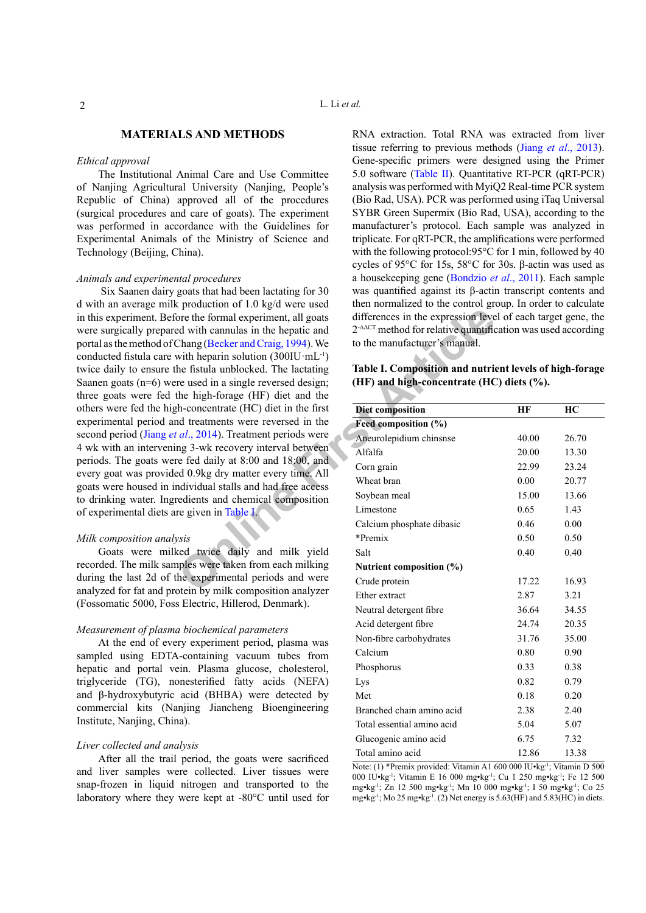## MATERIALS AND METHODS

### *Ethical approval*

The Institutional Animal Care and Use Committee of Nanjing Agricultural University (Nanjing, People's Republic of China) approved all of the procedures (surgical procedures and care of goats). The experiment was performed in accordance with the Guidelines for Experimental Animals of the Ministry of Science and Technology (Beijing, China).

### *Animals and experimental procedures*

Six Saanen dairy goats that had been lactating for 30 d with an average milk production of 1.0 kg/d were used in this experiment. Before the formal experiment, all goats were surgically prepared with cannulas in the hepatic and portal as the method of Chang (Becker and Craig, 1994). We conducted fistula care with heparin solution (300IU·mL$^{-1}$) twice daily to ensure the fistula unblocked. The lactating Saanen goats (n=6) were used in a single reversed design; three goats were fed the high-forage (HF) diet and the others were fed the high-concentrate (HC) diet in the first experimental period and treatments were reversed in the second period (Jiang *et al*., 2014). Treatment periods were 4 wk with an intervening 3-wk recovery interval between periods. The goats were fed daily at 8:00 and 18:00, and every goat was provided 0.9kg dry matter every time. All goats were housed in individual stalls and had free access to drinking water. Ingredients and chemical composition of experimental diets are given in Table I.

### *Milk composition analysis*

Goats were milked twice daily and milk yield recorded. The milk samples were taken from each milking during the last 2d of the experimental periods and were analyzed for fat and protein by milk composition analyzer (Fossomatic 5000, Foss Electric, Hillerod, Denmark).

### *Measurement of plasma biochemical parameters*

At the end of every experiment period, plasma was sampled using EDTA-containing vacuum tubes from hepatic and portal vein. Plasma glucose, cholesterol, triglyceride (TG), nonesterified fatty acids (NEFA) and β-hydroxybutyric acid (BHBA) were detected by commercial kits (Nanjing Jiancheng Bioengineering Institute, Nanjing, China).

### *Liver collected and analysis*

After all the trail period, the goats were sacrificed and liver samples were collected. Liver tissues were snap-frozen in liquid nitrogen and transported to the laboratory where they were kept at -80°C until used for RNA extraction. Total RNA was extracted from liver tissue referring to previous methods (Jiang *et al*., 2013). Gene-specific primers were designed using the Primer 5.0 software (Table II). Quantitative RT-PCR (qRT-PCR) analysis was performed with MyiQ2 Real-time PCR system (Bio Rad, USA). PCR was performed using iTaq Universal SYBR Green Supermix (Bio Rad, USA), according to the manufacturer's protocol. Each sample was analyzed in triplicate. For qRT-PCR, the amplifications were performed with the following protocol:95°C for 1 min, followed by 40 cycles of 95°C for 15s, 58°C for 30s. β-actin was used as a housekeeping gene (Bondzio *et al*., 2011). Each sample was quantified against its β-actin transcript contents and then normalized to the control group. In order to calculate differences in the expression level of each target gene, the $2^{-\Delta\Delta CT}$ method for relative quantification was used according to the manufacturer's manual.

**Table I. Composition and nutrient levels of high-forage (HF) and high-concentrate (HC) diets (%).**

| Diet composition | HF | HC |
|---|---|---|
| **Feed composition (%)** | | |
| Aneurolepidium chinsnse | 40.00 | 26.70 |
| Alfalfa | 20.00 | 13.30 |
| Corn grain | 22.99 | 23.24 |
| Wheat bran | 0.00 | 20.77 |
| Soybean meal | 15.00 | 13.66 |
| Limestone | 0.65 | 1.43 |
| Calcium phosphate dibasic | 0.46 | 0.00 |
| *Premix | 0.50 | 0.50 |
| Salt | 0.40 | 0.40 |
| **Nutrient composition (%)** | | |
| Crude protein | 17.22 | 16.93 |
| Ether extract | 2.87 | 3.21 |
| Neutral detergent fibre | 36.64 | 34.55 |
| Acid detergent fibre | 24.74 | 20.35 |
| Non-fibre carbohydrates | 31.76 | 35.00 |
| Calcium | 0.80 | 0.90 |
| Phosphorus | 0.33 | 0.38 |
| Lys | 0.82 | 0.79 |
| Met | 0.18 | 0.20 |
| Branched chain amino acid | 2.38 | 2.40 |
| Total essential amino acid | 5.04 | 5.07 |
| Glucogenic amino acid | 6.75 | 7.32 |
| Total amino acid | 12.86 | 13.38 |

Note: (1) *Premix provided: Vitamin A1 600 000 IU•kg$^{-1}$; Vitamin D 500 000 IU•kg$^{-1}$; Vitamin E 16 000 mg•kg$^{-1}$; Cu 1 250 mg•kg$^{-1}$; Fe 12 500 mg•kg$^{-1}$; Zn 12 500 mg•kg$^{-1}$; Mn 10 000 mg•kg$^{-1}$; I 50 mg•kg$^{-1}$; Co 25 mg•kg$^{-1}$; Mo 25 mg•kg$^{-1}$. (2) Net energy is 5.63(HF) and 5.83(HC) in diets.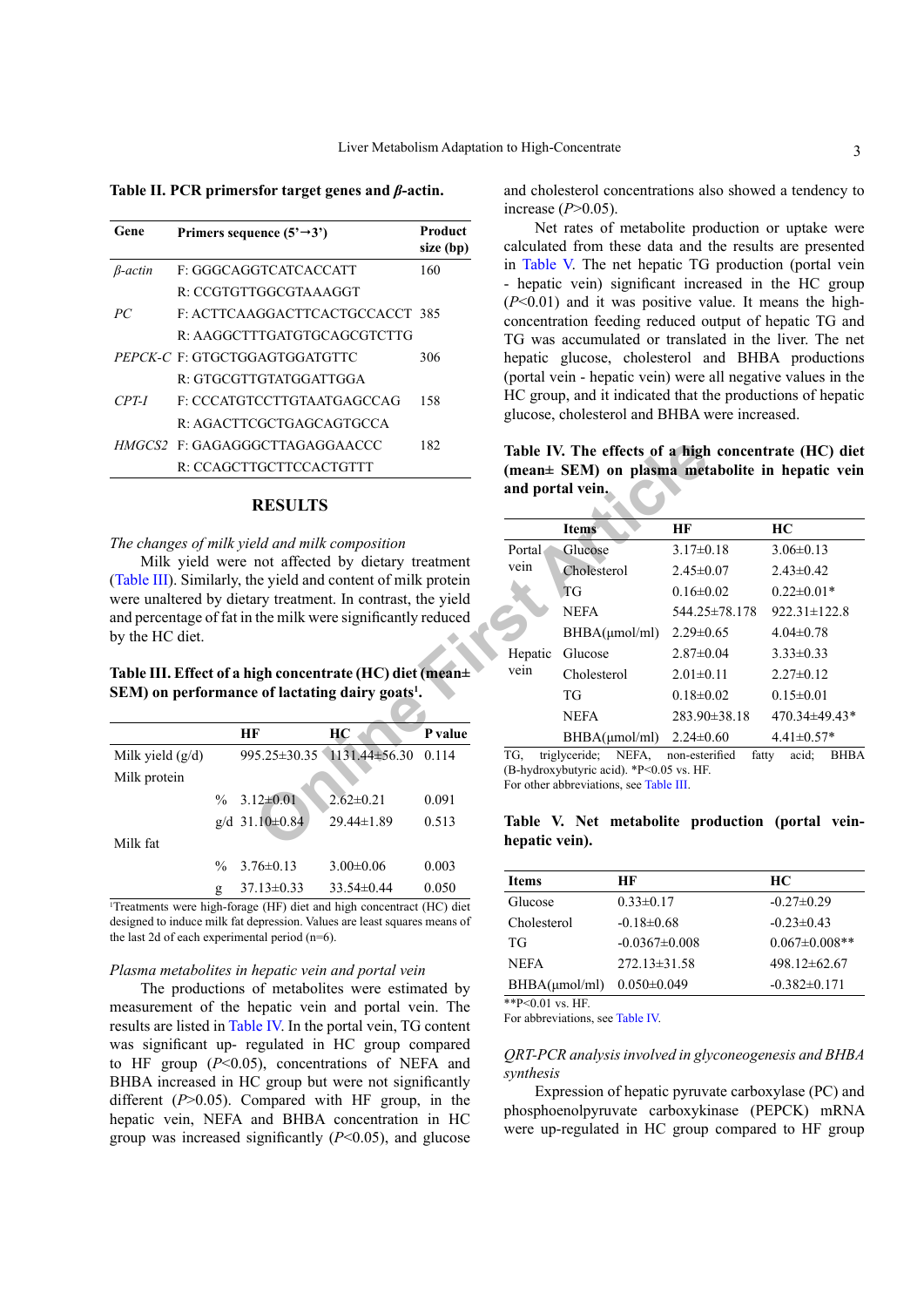**Table II. PCR primersfor target genes and *β*-actin.**

| Gene | Primers sequence (5'→3') | Product size (bp) |
|---|---|---|
| *β-actin* | F: GGGCAGGTCATCACCATT | 160 |
| | R: CCGTGTTGGCGTAAAGGT | |
| *PC* | F: ACTTCAAGGACTTCACTGCCACCT | 385 |
| | R: AAGGCTTTGATGTGCAGCGTCTTG | |
| *PEPCK-C* | F: GTGCTGGAGTGGATGTTC | 306 |
| | R: GTGCGTTGTATGGATTGGA | |
| *CPT-I* | F: CCCATGTCCTTGTAATGAGCCAG | 158 |
| | R: AGACTTCGCTGAGCAGTGCCA | |
| *HMGCS2* | F: GAGAGGGCTTAGAGGAACCC | 182 |
| | R: CCAGCTTGCTTCCACTGTTT | |

## RESULTS

*The changes of milk yield and milk composition*

Milk yield were not affected by dietary treatment (Table III). Similarly, the yield and content of milk protein were unaltered by dietary treatment. In contrast, the yield and percentage of fat in the milk were significantly reduced by the HC diet.

**Table III. Effect of a high concentrate (HC) diet (mean± SEM) on performance of lactating dairy goats[1].**

| | | HF | HC | P value |
|---|---|---|---|---|
| Milk yield (g/d) | | 995.25±30.35 | 1131.44±56.30 | 0.114 |
| Milk protein | | | | |
| | % | 3.12±0.01 | 2.62±0.21 | 0.091 |
| | g/d | 31.10±0.84 | 29.44±1.89 | 0.513 |
| Milk fat | | | | |
| | % | 3.76±0.13 | 3.00±0.06 | 0.003 |
| | g | 37.13±0.33 | 33.54±0.44 | 0.050 |

[1]Treatments were high-forage (HF) diet and high concentract (HC) diet designed to induce milk fat depression. Values are least squares means of the last 2d of each experimental period (n=6).

*Plasma metabolites in hepatic vein and portal vein*

The productions of metabolites were estimated by measurement of the hepatic vein and portal vein. The results are listed in Table IV. In the portal vein, TG content was significant up- regulated in HC group compared to HF group ($P$<0.05), concentrations of NEFA and BHBA increased in HC group but were not significantly different ($P$>0.05). Compared with HF group, in the hepatic vein, NEFA and BHBA concentration in HC group was increased significantly ($P$<0.05), and glucose and cholesterol concentrations also showed a tendency to increase ($P$>0.05).

Net rates of metabolite production or uptake were calculated from these data and the results are presented in Table V. The net hepatic TG production (portal vein - hepatic vein) significant increased in the HC group ($P$<0.01) and it was positive value. It means the high-concentration feeding reduced output of hepatic TG and TG was accumulated or translated in the liver. The net hepatic glucose, cholesterol and BHBA productions (portal vein - hepatic vein) were all negative values in the HC group, and it indicated that the productions of hepatic glucose, cholesterol and BHBA were increased.

**Table IV. The effects of a high concentrate (HC) diet (mean± SEM) on plasma metabolite in hepatic vein and portal vein.**

| | Items | HF | HC |
|---|---|---|---|
| Portal vein | Glucose | 3.17±0.18 | 3.06±0.13 |
| | Cholesterol | 2.45±0.07 | 2.43±0.42 |
| | TG | 0.16±0.02 | 0.22±0.01* |
| | NEFA | 544.25±78.178 | 922.31±122.8 |
| | BHBA(μmol/ml) | 2.29±0.65 | 4.04±0.78 |
| Hepatic vein | Glucose | 2.87±0.04 | 3.33±0.33 |
| | Cholesterol | 2.01±0.11 | 2.27±0.12 |
| | TG | 0.18±0.02 | 0.15±0.01 |
| | NEFA | 283.90±38.18 | 470.34±49.43* |
| | BHBA(μmol/ml) | 2.24±0.60 | 4.41±0.57* |

TG, triglyceride; NEFA, non-esterified fatty acid; BHBA (B-hydroxybutyric acid). *P<0.05 vs. HF.
For other abbreviations, see Table III.

**Table V. Net metabolite production (portal vein-hepatic vein).**

| Items | HF | HC |
|---|---|---|
| Glucose | 0.33±0.17 | -0.27±0.29 |
| Cholesterol | -0.18±0.68 | -0.23±0.43 |
| TG | -0.0367±0.008 | 0.067±0.008** |
| NEFA | 272.13±31.58 | 498.12±62.67 |
| BHBA(μmol/ml) | 0.050±0.049 | -0.382±0.171 |

**P<0.01 vs. HF.
For abbreviations, see Table IV.

*QRT-PCR analysis involved in glyconeogenesis and BHBA synthesis*

Expression of hepatic pyruvate carboxylase (PC) and phosphoenolpyruvate carboxykinase (PEPCK) mRNA were up-regulated in HC group compared to HF group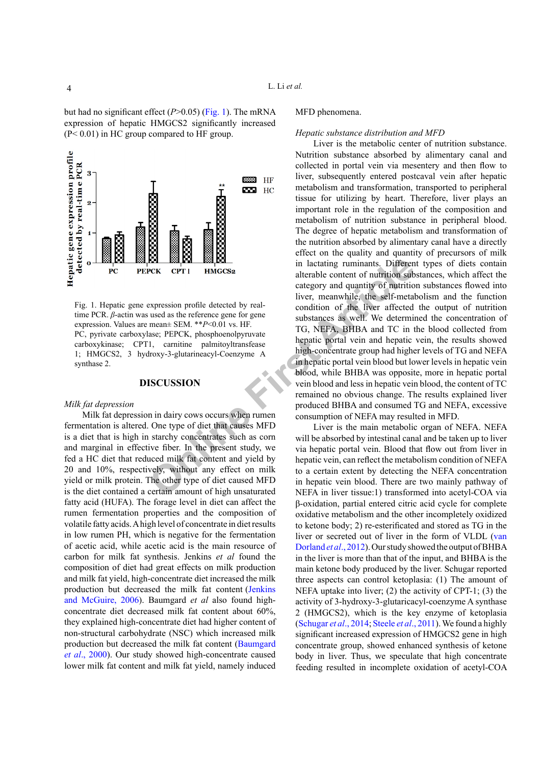but had no significant effect (*P*>0.05) (Fig. 1). The mRNA expression of hepatic HMGCS2 significantly increased (P< 0.01) in HC group compared to HF group.

Fig. 1. Hepatic gene expression profile detected by real-time PCR. *β*-actin was used as the reference gene for gene expression. Values are mean± SEM. \*\**P*<0.01 vs. HF. PC, pyrivate carboxylase; PEPCK, phosphoenolpyruvate carboxykinase; CPT1, carnitine palmitoyltransfease 1; HMGCS2, 3 hydroxy-3-glutarineacyl-Coenzyme A synthase 2.

## DISCUSSION

### *Milk fat depression*

Milk fat depression in dairy cows occurs when rumen fermentation is altered. One type of diet that causes MFD is a diet that is high in starchy concentrates such as corn and marginal in effective fiber. In the present study, we fed a HC diet that reduced milk fat content and yield by 20 and 10%, respectively, without any effect on milk yield or milk protein. The other type of diet caused MFD is the diet contained a certain amount of high unsaturated fatty acid (HUFA). The forage level in diet can affect the rumen fermentation properties and the composition of volatile fatty acids. A high level of concentrate in diet results in low rumen PH, which is negative for the fermentation of acetic acid, while acetic acid is the main resource of carbon for milk fat synthesis. Jenkins *et al* found the composition of diet had great effects on milk production and milk fat yield, high-concentrate diet increased the milk production but decreased the milk fat content (Jenkins and McGuire, 2006). Baumgard *et al* also found high-concentrate diet decreased milk fat content about 60%, they explained high-concentrate diet had higher content of non-structural carbohydrate (NSC) which increased milk production but decreased the milk fat content (Baumgard *et al*., 2000). Our study showed high-concentrate caused lower milk fat content and milk fat yield, namely induced MFD phenomena.

### *Hepatic substance distribution and MFD*

Liver is the metabolic center of nutrition substance. Nutrition substance absorbed by alimentary canal and collected in portal vein via mesentery and then flow to liver, subsequently entered postcaval vein after hepatic metabolism and transformation, transported to peripheral tissue for utilizing by heart. Therefore, liver plays an important role in the regulation of the composition and metabolism of nutrition substance in peripheral blood. The degree of hepatic metabolism and transformation of the nutrition absorbed by alimentary canal have a directly effect on the quality and quantity of precursors of milk in lactating ruminants. Different types of diets contain alterable content of nutrition substances, which affect the category and quantity of nutrition substances flowed into liver, meanwhile, the self-metabolism and the function condition of the liver affected the output of nutrition substances as well. We determined the concentration of TG, NEFA, BHBA and TC in the blood collected from hepatic portal vein and hepatic vein, the results showed high-concentrate group had higher levels of TG and NEFA in hepatic portal vein blood but lower levels in hepatic vein blood, while BHBA was opposite, more in hepatic portal vein blood and less in hepatic vein blood, the content of TC remained no obvious change. The results explained liver produced BHBA and consumed TG and NEFA, excessive consumption of NEFA may resulted in MFD.

Liver is the main metabolic organ of NEFA. NEFA will be absorbed by intestinal canal and be taken up to liver via hepatic portal vein. Blood that flow out from liver in hepatic vein, can reflect the metabolism condition of NEFA to a certain extent by detecting the NEFA concentration in hepatic vein blood. There are two mainly pathway of NEFA in liver tissue:1) transformed into acetyl-COA via β-oxidation, partial entered citric acid cycle for complete oxidative metabolism and the other incompletely oxidized to ketone body; 2) re-esterificated and stored as TG in the liver or secreted out of liver in the form of VLDL (van Dorland *et al*., 2012). Our study showed the output of BHBA in the liver is more than that of the input, and BHBA is the main ketone body produced by the liver. Schugar reported three aspects can control ketoplasia: (1) The amount of NEFA uptake into liver; (2) the activity of CPT-1; (3) the activity of 3-hydroxy-3-glutaricacyl-coenzyme A synthase 2 (HMGCS2), which is the key enzyme of ketoplasia (Schugar *et al*., 2014; Steele *et al*., 2011). We found a highly significant increased expression of HMGCS2 gene in high concentrate group, showed enhanced synthesis of ketone body in liver. Thus, we speculate that high concentrate feeding resulted in incomplete oxidation of acetyl-COA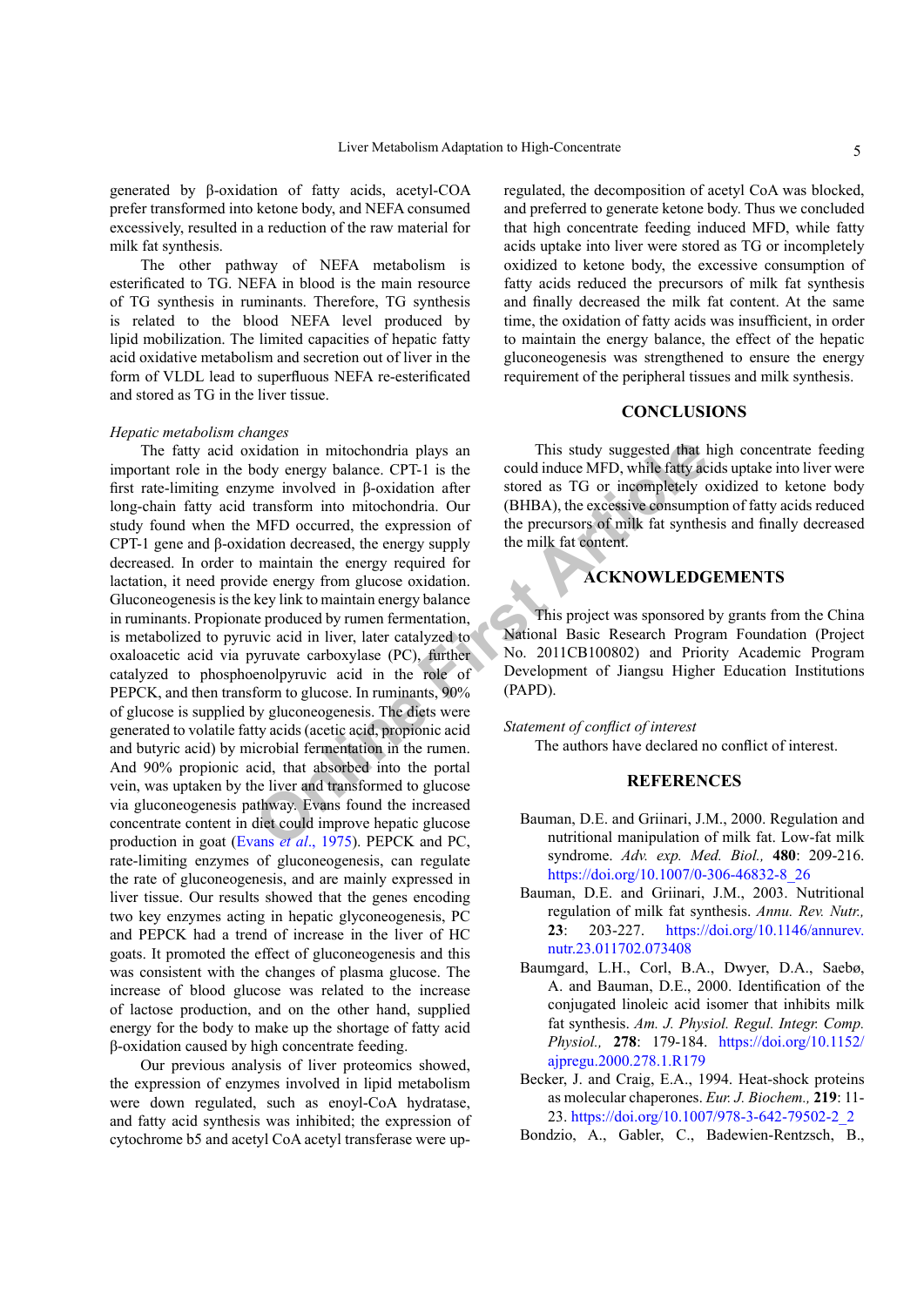generated by β-oxidation of fatty acids, acetyl-COA prefer transformed into ketone body, and NEFA consumed excessively, resulted in a reduction of the raw material for milk fat synthesis.

The other pathway of NEFA metabolism is esterificated to TG. NEFA in blood is the main resource of TG synthesis in ruminants. Therefore, TG synthesis is related to the blood NEFA level produced by lipid mobilization. The limited capacities of hepatic fatty acid oxidative metabolism and secretion out of liver in the form of VLDL lead to superfluous NEFA re-esterificated and stored as TG in the liver tissue.

*Hepatic metabolism changes*

The fatty acid oxidation in mitochondria plays an important role in the body energy balance. CPT-1 is the first rate-limiting enzyme involved in β-oxidation after long-chain fatty acid transform into mitochondria. Our study found when the MFD occurred, the expression of CPT-1 gene and β-oxidation decreased, the energy supply decreased. In order to maintain the energy required for lactation, it need provide energy from glucose oxidation. Gluconeogenesis is the key link to maintain energy balance in ruminants. Propionate produced by rumen fermentation, is metabolized to pyruvic acid in liver, later catalyzed to oxaloacetic acid via pyruvate carboxylase (PC), further catalyzed to phosphoenolpyruvic acid in the role of PEPCK, and then transform to glucose. In ruminants, 90% of glucose is supplied by gluconeogenesis. The diets were generated to volatile fatty acids (acetic acid, propionic acid and butyric acid) by microbial fermentation in the rumen. And 90% propionic acid, that absorbed into the portal vein, was uptaken by the liver and transformed to glucose via gluconeogenesis pathway. Evans found the increased concentrate content in diet could improve hepatic glucose production in goat (Evans *et al*., 1975). PEPCK and PC, rate-limiting enzymes of gluconeogenesis, can regulate the rate of gluconeogenesis, and are mainly expressed in liver tissue. Our results showed that the genes encoding two key enzymes acting in hepatic glyconeogenesis, PC and PEPCK had a trend of increase in the liver of HC goats. It promoted the effect of gluconeogenesis and this was consistent with the changes of plasma glucose. The increase of blood glucose was related to the increase of lactose production, and on the other hand, supplied energy for the body to make up the shortage of fatty acid β-oxidation caused by high concentrate feeding.

Our previous analysis of liver proteomics showed, the expression of enzymes involved in lipid metabolism were down regulated, such as enoyl-CoA hydratase, and fatty acid synthesis was inhibited; the expression of cytochrome b5 and acetyl CoA acetyl transferase were up-regulated, the decomposition of acetyl CoA was blocked, and preferred to generate ketone body. Thus we concluded that high concentrate feeding induced MFD, while fatty acids uptake into liver were stored as TG or incompletely oxidized to ketone body, the excessive consumption of fatty acids reduced the precursors of milk fat synthesis and finally decreased the milk fat content. At the same time, the oxidation of fatty acids was insufficient, in order to maintain the energy balance, the effect of the hepatic gluconeogenesis was strengthened to ensure the energy requirement of the peripheral tissues and milk synthesis.

## CONCLUSIONS

This study suggested that high concentrate feeding could induce MFD, while fatty acids uptake into liver were stored as TG or incompletely oxidized to ketone body (BHBA), the excessive consumption of fatty acids reduced the precursors of milk fat synthesis and finally decreased the milk fat content.

## ACKNOWLEDGEMENTS

This project was sponsored by grants from the China National Basic Research Program Foundation (Project No. 2011CB100802) and Priority Academic Program Development of Jiangsu Higher Education Institutions (PAPD).

*Statement of conflict of interest*

The authors have declared no conflict of interest.

## REFERENCES

Bauman, D.E. and Griinari, J.M., 2000. Regulation and nutritional manipulation of milk fat. Low-fat milk syndrome. *Adv. exp. Med. Biol.,* **480**: 209-216. https://doi.org/10.1007/0-306-46832-8_26

Bauman, D.E. and Griinari, J.M., 2003. Nutritional regulation of milk fat synthesis. *Annu. Rev. Nutr.,* **23**: 203-227. https://doi.org/10.1146/annurev.nutr.23.011702.073408

Baumgard, L.H., Corl, B.A., Dwyer, D.A., Saebø, A. and Bauman, D.E., 2000. Identification of the conjugated linoleic acid isomer that inhibits milk fat synthesis. *Am. J. Physiol. Regul. Integr. Comp. Physiol.,* **278**: 179-184. https://doi.org/10.1152/ajpregu.2000.278.1.R179

Becker, J. and Craig, E.A., 1994. Heat-shock proteins as molecular chaperones. *Eur. J. Biochem.,* **219**: 11-23. https://doi.org/10.1007/978-3-642-79502-2_2

Bondzio, A., Gabler, C., Badewien-Rentzsch, B.,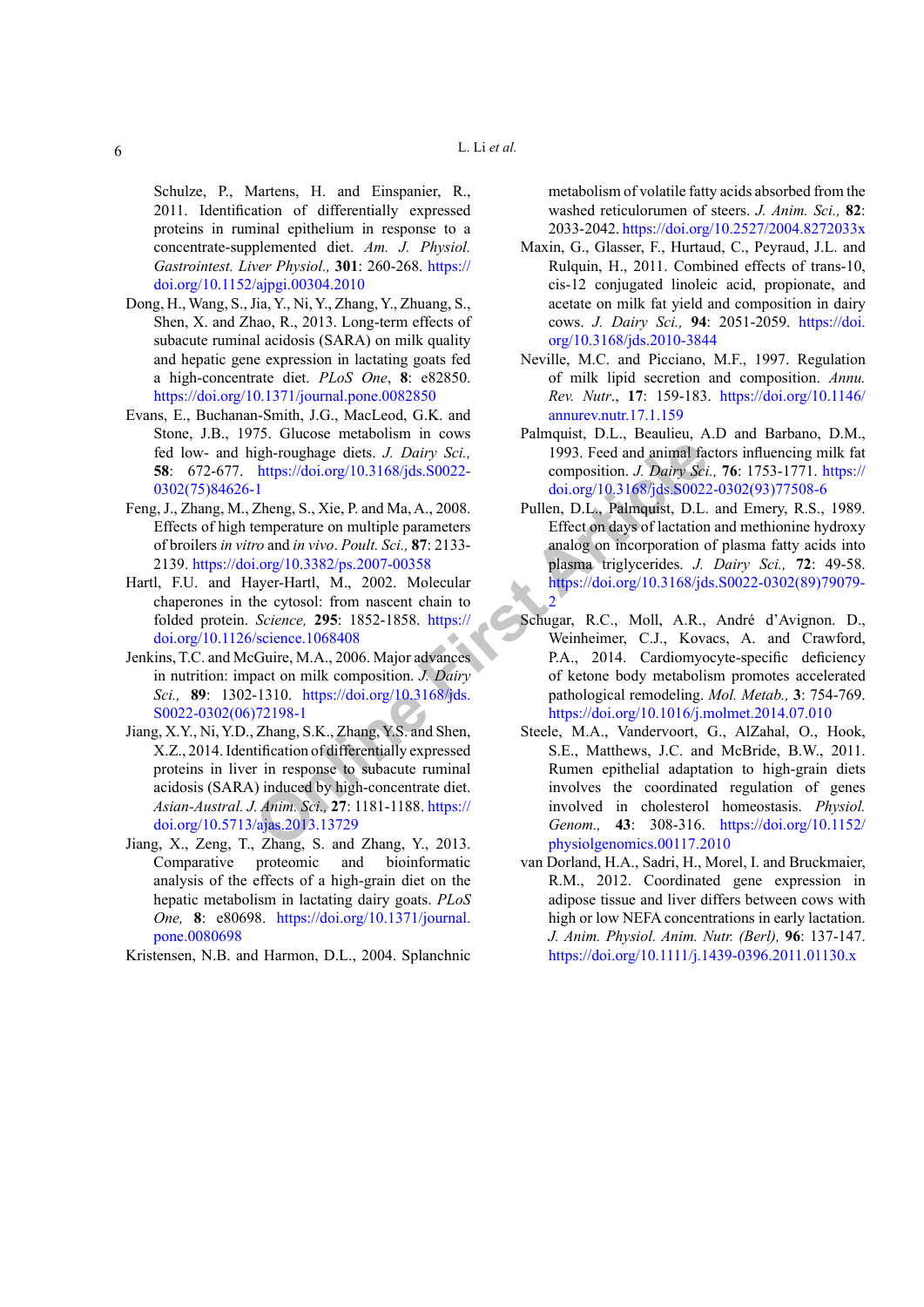Schulze, P., Martens, H. and Einspanier, R., 2011. Identification of differentially expressed proteins in ruminal epithelium in response to a concentrate-supplemented diet. *Am. J. Physiol. Gastrointest. Liver Physiol.,* **301**: 260-268. https://doi.org/10.1152/ajpgi.00304.2010

Dong, H., Wang, S., Jia, Y., Ni, Y., Zhang, Y., Zhuang, S., Shen, X. and Zhao, R., 2013. Long-term effects of subacute ruminal acidosis (SARA) on milk quality and hepatic gene expression in lactating goats fed a high-concentrate diet. *PLoS One*, **8**: e82850. https://doi.org/10.1371/journal.pone.0082850

Evans, E., Buchanan-Smith, J.G., MacLeod, G.K. and Stone, J.B., 1975. Glucose metabolism in cows fed low- and high-roughage diets. *J. Dairy Sci.,* **58**: 672-677. https://doi.org/10.3168/jds.S0022-0302(75)84626-1

Feng, J., Zhang, M., Zheng, S., Xie, P. and Ma, A., 2008. Effects of high temperature on multiple parameters of broilers *in vitro* and *in vivo*. *Poult. Sci.,* **87**: 2133-2139. https://doi.org/10.3382/ps.2007-00358

Hartl, F.U. and Hayer-Hartl, M., 2002. Molecular chaperones in the cytosol: from nascent chain to folded protein. *Science,* **295**: 1852-1858. https://doi.org/10.1126/science.1068408

Jenkins, T.C. and McGuire, M.A., 2006. Major advances in nutrition: impact on milk composition. *J. Dairy Sci.,* **89**: 1302-1310. https://doi.org/10.3168/jds.S0022-0302(06)72198-1

Jiang, X.Y., Ni, Y.D., Zhang, S.K., Zhang, Y.S. and Shen, X.Z., 2014. Identification of differentially expressed proteins in liver in response to subacute ruminal acidosis (SARA) induced by high-concentrate diet. *Asian-Austral. J. Anim. Sci.,* **27**: 1181-1188. https://doi.org/10.5713/ajas.2013.13729

Jiang, X., Zeng, T., Zhang, S. and Zhang, Y., 2013. Comparative proteomic and bioinformatic analysis of the effects of a high-grain diet on the hepatic metabolism in lactating dairy goats. *PLoS One,* **8**: e80698. https://doi.org/10.1371/journal.pone.0080698

Kristensen, N.B. and Harmon, D.L., 2004. Splanchnic metabolism of volatile fatty acids absorbed from the washed reticulorumen of steers. *J. Anim. Sci.,* **82**: 2033-2042. https://doi.org/10.2527/2004.8272033x

Maxin, G., Glasser, F., Hurtaud, C., Peyraud, J.L. and Rulquin, H., 2011. Combined effects of trans-10, cis-12 conjugated linoleic acid, propionate, and acetate on milk fat yield and composition in dairy cows. *J. Dairy Sci.,* **94**: 2051-2059. https://doi.org/10.3168/jds.2010-3844

Neville, M.C. and Picciano, M.F., 1997. Regulation of milk lipid secretion and composition. *Annu. Rev. Nutr.*, **17**: 159-183. https://doi.org/10.1146/annurev.nutr.17.1.159

Palmquist, D.L., Beaulieu, A.D and Barbano, D.M., 1993. Feed and animal factors influencing milk fat composition. *J. Dairy Sci.,* **76**: 1753-1771. https://doi.org/10.3168/jds.S0022-0302(93)77508-6

Pullen, D.L., Palmquist, D.L. and Emery, R.S., 1989. Effect on days of lactation and methionine hydroxy analog on incorporation of plasma fatty acids into plasma triglycerides. *J. Dairy Sci.,* **72**: 49-58. https://doi.org/10.3168/jds.S0022-0302(89)79079-2

Schugar, R.C., Moll, A.R., André d'Avignon. D., Weinheimer, C.J., Kovacs, A. and Crawford, P.A., 2014. Cardiomyocyte-specific deficiency of ketone body metabolism promotes accelerated pathological remodeling. *Mol. Metab.,* **3**: 754-769. https://doi.org/10.1016/j.molmet.2014.07.010

Steele, M.A., Vandervoort, G., AlZahal, O., Hook, S.E., Matthews, J.C. and McBride, B.W., 2011. Rumen epithelial adaptation to high-grain diets involves the coordinated regulation of genes involved in cholesterol homeostasis. *Physiol. Genom.,* **43**: 308-316. https://doi.org/10.1152/physiolgenomics.00117.2010

van Dorland, H.A., Sadri, H., Morel, I. and Bruckmaier, R.M., 2012. Coordinated gene expression in adipose tissue and liver differs between cows with high or low NEFA concentrations in early lactation. *J. Anim. Physiol. Anim. Nutr. (Berl),* **96**: 137-147. https://doi.org/10.1111/j.1439-0396.2011.01130.x